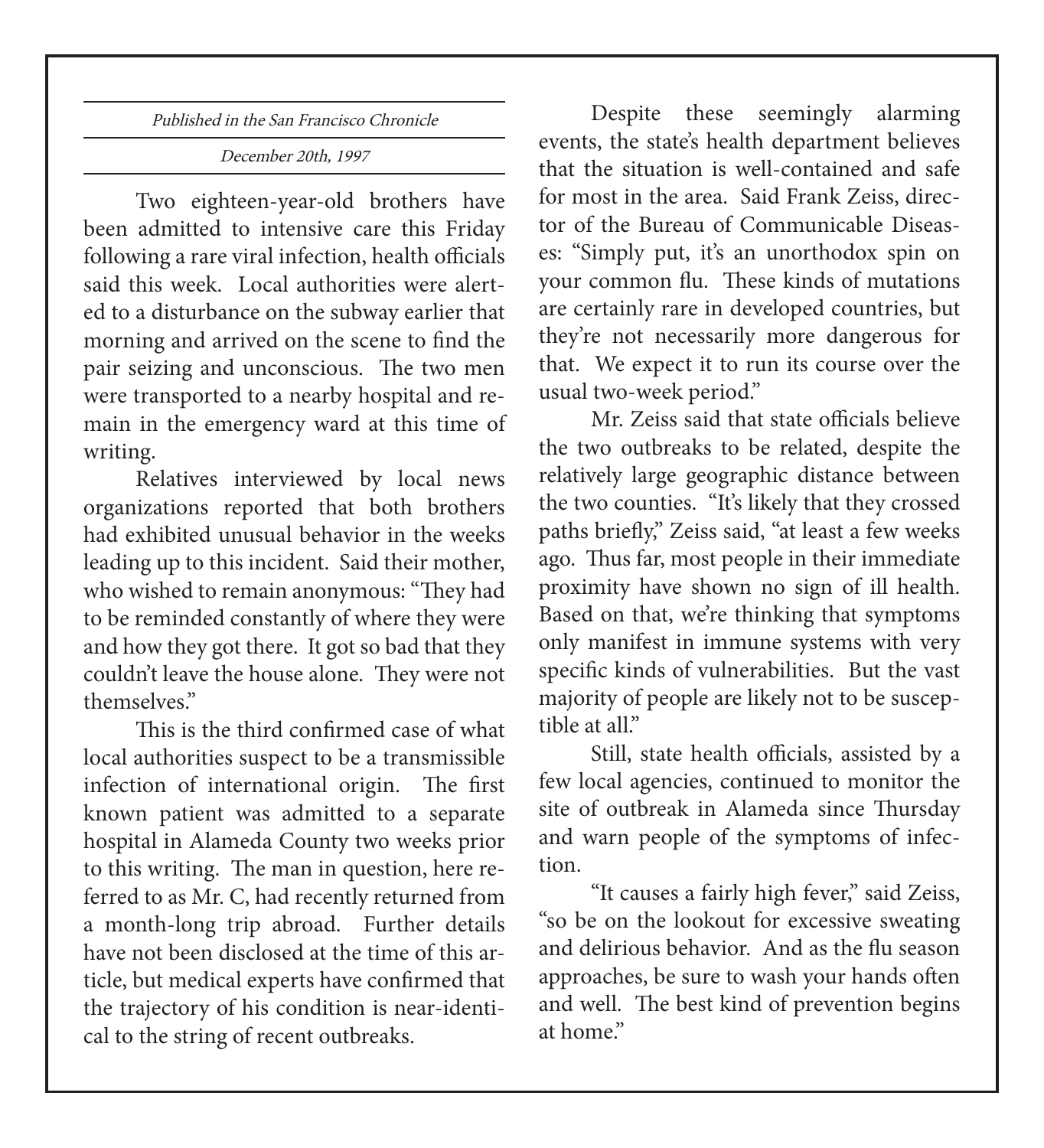*Published in the San Francisco Chronicle*

*December 20th, 1997*

Two eighteen-year-old brothers have been admitted to intensive care this Friday following a rare viral infection, health officials said this week. Local authorities were alerted to a disturbance on the subway earlier that morning and arrived on the scene to find the pair seizing and unconscious. The two men were transported to a nearby hospital and remain in the emergency ward at this time of writing.

Relatives interviewed by local news organizations reported that both brothers had exhibited unusual behavior in the weeks leading up to this incident. Said their mother, who wished to remain anonymous: "They had to be reminded constantly of where they were and how they got there. It got so bad that they couldn't leave the house alone. They were not themselves."

This is the third confirmed case of what local authorities suspect to be a transmissible infection of international origin. The first known patient was admitted to a separate hospital in Alameda County two weeks prior to this writing. The man in question, here referred to as Mr. C, had recently returned from a month-long trip abroad. Further details have not been disclosed at the time of this article, but medical experts have confirmed that the trajectory of his condition is near-identical to the string of recent outbreaks.

Despite these seemingly alarming events, the state's health department believes that the situation is well-contained and safe for most in the area. Said Frank Zeiss, director of the Bureau of Communicable Diseases: "Simply put, it's an unorthodox spin on your common flu. These kinds of mutations are certainly rare in developed countries, but they're not necessarily more dangerous for that. We expect it to run its course over the usual two-week period."

Mr. Zeiss said that state officials believe the two outbreaks to be related, despite the relatively large geographic distance between the two counties. "It's likely that they crossed paths briefly," Zeiss said, "at least a few weeks ago. Thus far, most people in their immediate proximity have shown no sign of ill health. Based on that, we're thinking that symptoms only manifest in immune systems with very specific kinds of vulnerabilities. But the vast majority of people are likely not to be susceptible at all."

Still, state health officials, assisted by a few local agencies, continued to monitor the site of outbreak in Alameda since Thursday and warn people of the symptoms of infection.

"It causes a fairly high fever," said Zeiss, "so be on the lookout for excessive sweating and delirious behavior. And as the flu season approaches, be sure to wash your hands often and well. The best kind of prevention begins at home."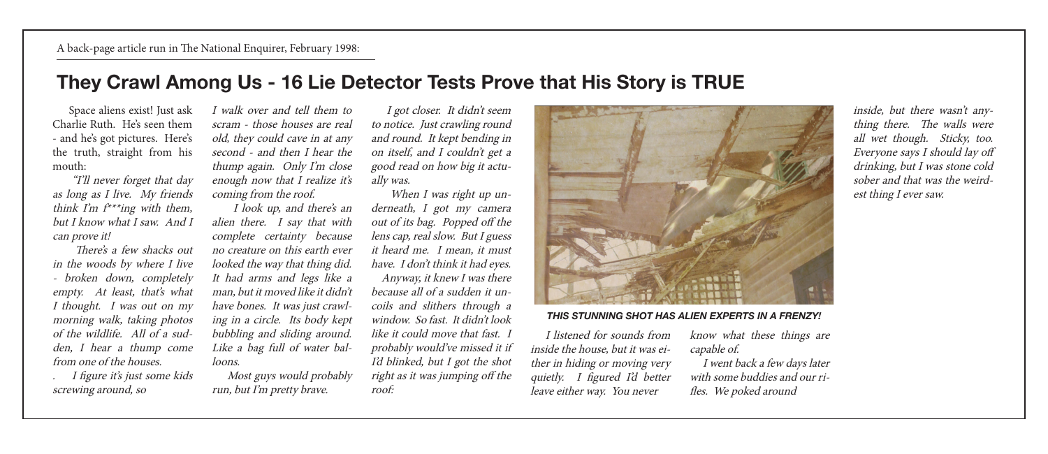A back-page article run in The National Enquirer, February 1998:

## They Crawl Among Us - 16 Lie Detector Tests Prove that His Story is TRUE

Space aliens exist! Just ask Charlie Ruth. He's seen them - and he's got pictures. Here's the truth, straight from his mouth:

*"I'll never forget that day as long as I live. My friends think I'm f\*\*\*ing with them, but I know what I saw. And I can prove it!*

*There's a few shacks out in the woods by where I live - broken down, completely empty. At least, that's what I thought. I was out on my morning walk, taking photos of the wildlife. All of a sudden, I hear a thump come from one of the houses.*

*. I figure it's just some kids screwing around, so I walk over and tell them to scram - those houses are real old, they could cave in at any second - and then I hear the thump again. Only I'm close enough now that I realize it's coming from the roof.*

*I look up, and there's an alien there. I say that with complete certainty because no creature on this earth ever looked the way that thing did. It had arms and legs like a man, but it moved like it didn't have bones. It was just crawling in a circle. Its body kept bubbling and sliding around. Like a bag full of water balloons.*

*Most guys would probably run, but I'm pretty brave.*

*I got closer. It didn't seem to notice. Just crawling round and round. It kept bending in on itself, and I couldn't get a good read on how big it actually was.*

*When I was right up underneath, I got my camera out of its bag. Popped off the lens cap, real slow. But I guess it heard me. I mean, it must have. I don't think it had eyes.*

*Anyway, it knew I was there because all of a sudden it uncoils and slithers through a window. So fast. It didn't look like it could move that fast. I probably would've missed it if I'd blinked, but I got the shot right as it was jumping off the roof:*

***THIS STUNNING SHOT HAS ALIEN EXPERTS IN A FRENZY!***

*I listened for sounds from inside the house, but it was either in hiding or moving very quietly. I figured I'd better leave either way. You never know what these things are capable of.*

*I went back a few days later with some buddies and our rifles. We poked around inside, but there wasn't anything there. The walls were all wet though. Sticky, too. Everyone says I should lay off drinking, but I was stone cold sober and that was the weirdest thing I ever saw.*